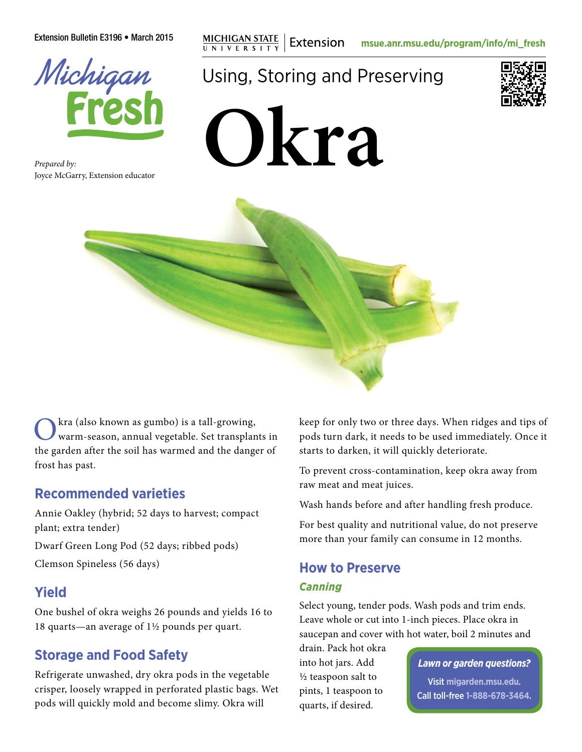Extension Bulletin E3196 • March 2015

Michigan State University Extension msue.anr.msu.edu/program/info/mi_fresh

Michigan Fresh

*Prepared by:*
Joyce McGarry, Extension educator

# Using, Storing and Preserving Okra

Okra (also known as gumbo) is a tall-growing, warm-season, annual vegetable. Set transplants in the garden after the soil has warmed and the danger of frost has past.

## Recommended varieties

Annie Oakley (hybrid; 52 days to harvest; compact plant; extra tender)

Dwarf Green Long Pod (52 days; ribbed pods)

Clemson Spineless (56 days)

## Yield

One bushel of okra weighs 26 pounds and yields 16 to 18 quarts—an average of 1½ pounds per quart.

## Storage and Food Safety

Refrigerate unwashed, dry okra pods in the vegetable crisper, loosely wrapped in perforated plastic bags. Wet pods will quickly mold and become slimy. Okra will keep for only two or three days. When ridges and tips of pods turn dark, it needs to be used immediately. Once it starts to darken, it will quickly deteriorate.

To prevent cross-contamination, keep okra away from raw meat and meat juices.

Wash hands before and after handling fresh produce.

For best quality and nutritional value, do not preserve more than your family can consume in 12 months.

## How to Preserve

### *Canning*

Select young, tender pods. Wash pods and trim ends. Leave whole or cut into 1-inch pieces. Place okra in saucepan and cover with hot water, boil 2 minutes and drain. Pack hot okra into hot jars. Add ½ teaspoon salt to pints, 1 teaspoon to quarts, if desired.

**Lawn or garden questions?**
Visit migarden.msu.edu.
Call toll-free 1-888-678-3464.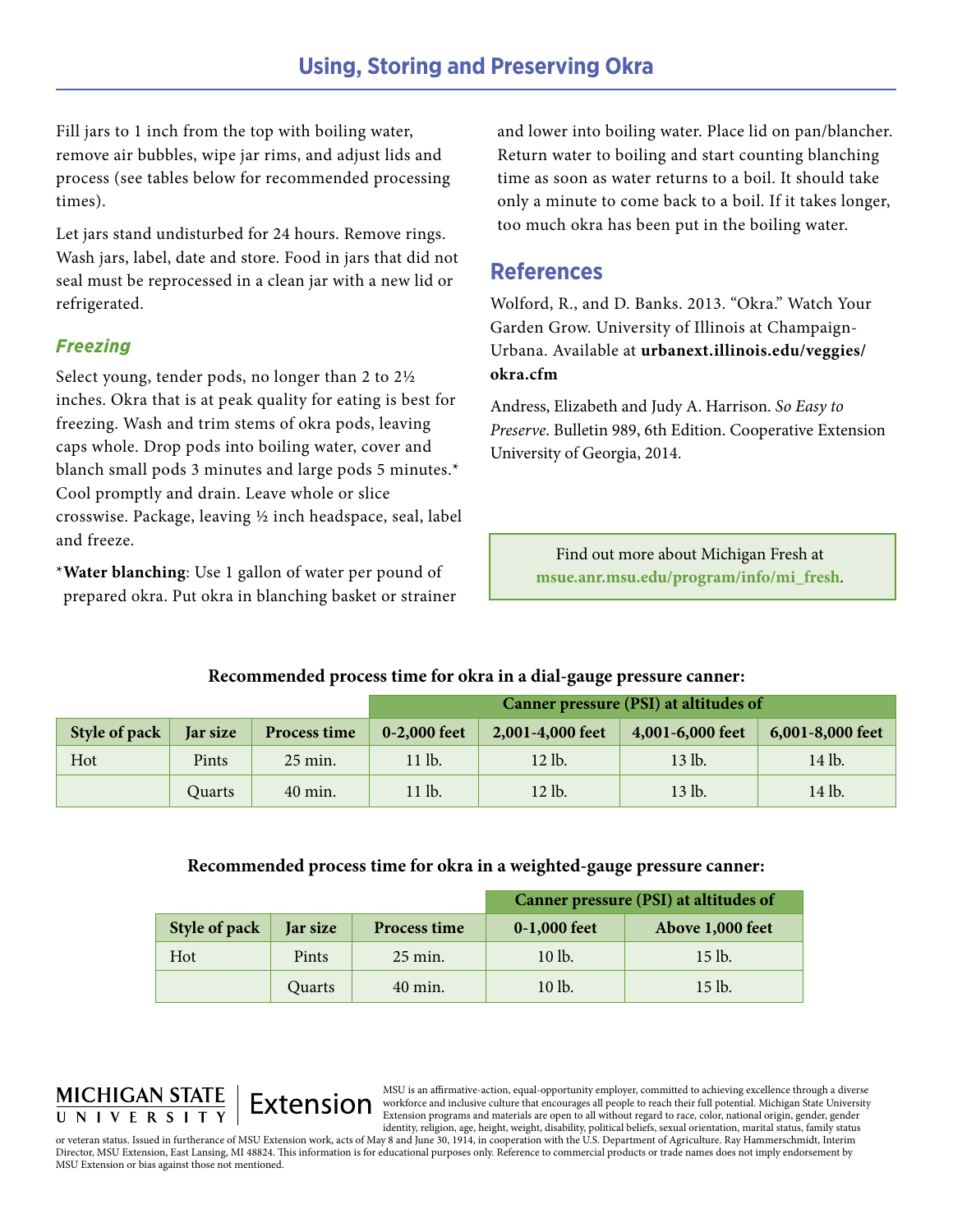Fill jars to 1 inch from the top with boiling water, remove air bubbles, wipe jar rims, and adjust lids and process (see tables below for recommended processing times).

Let jars stand undisturbed for 24 hours. Remove rings. Wash jars, label, date and store. Food in jars that did not seal must be reprocessed in a clean jar with a new lid or refrigerated.

### *Freezing*

Select young, tender pods, no longer than 2 to 2½ inches. Okra that is at peak quality for eating is best for freezing. Wash and trim stems of okra pods, leaving caps whole. Drop pods into boiling water, cover and blanch small pods 3 minutes and large pods 5 minutes.* Cool promptly and drain. Leave whole or slice crosswise. Package, leaving ½ inch headspace, seal, label and freeze.

***Water blanching**: Use 1 gallon of water per pound of prepared okra. Put okra in blanching basket or strainer and lower into boiling water. Place lid on pan/blancher. Return water to boiling and start counting blanching time as soon as water returns to a boil. It should take only a minute to come back to a boil. If it takes longer, too much okra has been put in the boiling water.

## References

Wolford, R., and D. Banks. 2013. "Okra." Watch Your Garden Grow. University of Illinois at Champaign-Urbana. Available at **urbanext.illinois.edu/veggies/okra.cfm**

Andress, Elizabeth and Judy A. Harrison. *So Easy to Preserve*. Bulletin 989, 6th Edition. Cooperative Extension University of Georgia, 2014.

Find out more about Michigan Fresh at **msue.anr.msu.edu/program/info/mi_fresh**.

**Recommended process time for okra in a dial-gauge pressure canner:**

| | | | Canner pressure (PSI) at altitudes of | | | |
|---|---|---|---|---|---|---|
| Style of pack | Jar size | Process time | 0-2,000 feet | 2,001-4,000 feet | 4,001-6,000 feet | 6,001-8,000 feet |
| Hot | Pints | 25 min. | 11 lb. | 12 lb. | 13 lb. | 14 lb. |
| | Quarts | 40 min. | 11 lb. | 12 lb. | 13 lb. | 14 lb. |

**Recommended process time for okra in a weighted-gauge pressure canner:**

| | | | Canner pressure (PSI) at altitudes of | |
|---|---|---|---|---|
| Style of pack | Jar size | Process time | 0-1,000 feet | Above 1,000 feet |
| Hot | Pints | 25 min. | 10 lb. | 15 lb. |
| | Quarts | 40 min. | 10 lb. | 15 lb. |

MICHIGAN STATE UNIVERSITY | Extension

MSU is an affirmative-action, equal-opportunity employer, committed to achieving excellence through a diverse workforce and inclusive culture that encourages all people to reach their full potential. Michigan State University Extension programs and materials are open to all without regard to race, color, national origin, gender, gender identity, religion, age, height, weight, disability, political beliefs, sexual orientation, marital status, family status or veteran status. Issued in furtherance of MSU Extension work, acts of May 8 and June 30, 1914, in cooperation with the U.S. Department of Agriculture. Ray Hammerschmidt, Interim Director, MSU Extension, East Lansing, MI 48824. This information is for educational purposes only. Reference to commercial products or trade names does not imply endorsement by MSU Extension or bias against those not mentioned.